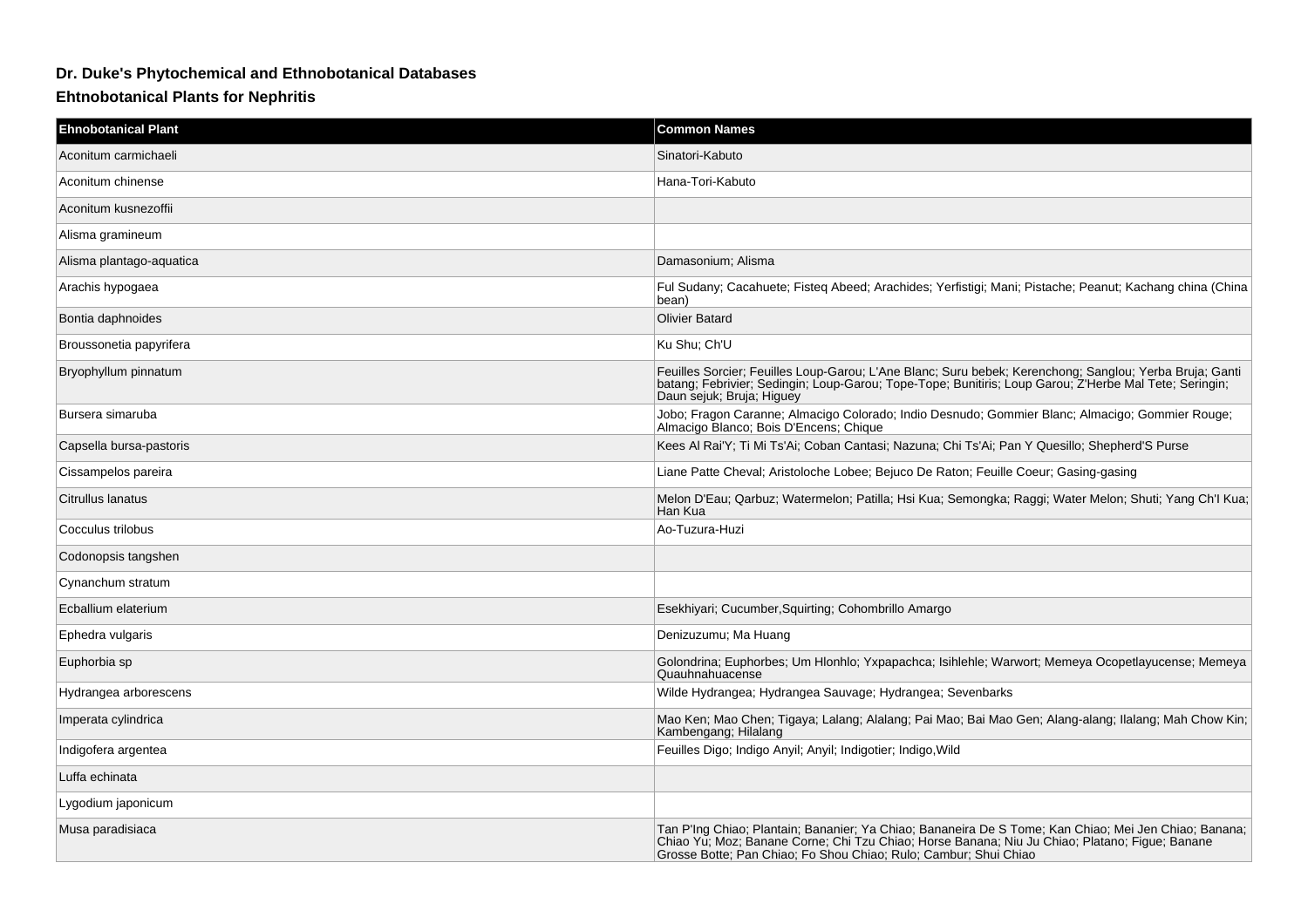# Dr. Duke's Phytochemical and Ethnobotanical Databases

## Ehtnobotanical Plants for Nephritis

| Ehnobotanical Plant | Common Names |
| --- | --- |
| Aconitum carmichaeli | Sinatori-Kabuto |
| Aconitum chinense | Hana-Tori-Kabuto |
| Aconitum kusnezoffii | |
| Alisma gramineum | |
| Alisma plantago-aquatica | Damasonium; Alisma |
| Arachis hypogaea | Ful Sudany; Cacahuete; Fisteq Abeed; Arachides; Yerfistigi; Mani; Pistache; Peanut; Kachang china (China bean) |
| Bontia daphnoides | Olivier Batard |
| Broussonetia papyrifera | Ku Shu; Ch'U |
| Bryophyllum pinnatum | Feuilles Sorcier; Feuilles Loup-Garou; L'Ane Blanc; Suru bebek; Kerenchong; Sanglou; Yerba Bruja; Ganti batang; Febrivier; Sedingin; Loup-Garou; Tope-Tope; Bunitiris; Loup Garou; Z'Herbe Mal Tete; Seringin; Daun sejuk; Bruja; Higuey |
| Bursera simaruba | Jobo; Fragon Caranne; Almacigo Colorado; Indio Desnudo; Gommier Blanc; Almacigo; Gommier Rouge; Almacigo Blanco; Bois D'Encens; Chique |
| Capsella bursa-pastoris | Kees Al Rai'Y; Ti Mi Ts'Ai; Coban Cantasi; Nazuna; Chi Ts'Ai; Pan Y Quesillo; Shepherd'S Purse |
| Cissampelos pareira | Liane Patte Cheval; Aristoloche Lobee; Bejuco De Raton; Feuille Coeur; Gasing-gasing |
| Citrullus lanatus | Melon D'Eau; Qarbuz; Watermelon; Patilla; Hsi Kua; Semongka; Raggi; Water Melon; Shuti; Yang Ch'I Kua; Han Kua |
| Cocculus trilobus | Ao-Tuzura-Huzi |
| Codonopsis tangshen | |
| Cynanchum stratum | |
| Ecballium elaterium | Esekhiyari; Cucumber,Squirting; Cohombrillo Amargo |
| Ephedra vulgaris | Denizuzumu; Ma Huang |
| Euphorbia sp | Golondrina; Euphorbes; Um Hlonhlo; Yxpapachca; Isihlehle; Warwort; Memeya Ocopetlayucense; Memeya Quauhnahuacense |
| Hydrangea arborescens | Wilde Hydrangea; Hydrangea Sauvage; Hydrangea; Sevenbarks |
| Imperata cylindrica | Mao Ken; Mao Chen; Tigaya; Lalang; Alalang; Pai Mao; Bai Mao Gen; Alang-alang; Ilalang; Mah Chow Kin; Kambengang; Hilalang |
| Indigofera argentea | Feuilles Digo; Indigo Anyil; Anyil; Indigotier; Indigo,Wild |
| Luffa echinata | |
| Lygodium japonicum | |
| Musa paradisiaca | Tan P'Ing Chiao; Plantain; Bananier; Ya Chiao; Bananeira De S Tome; Kan Chiao; Mei Jen Chiao; Banana; Chiao Yu; Moz; Banane Corne; Chi Tzu Chiao; Horse Banana; Niu Ju Chiao; Platano; Figue; Banane Grosse Botte; Pan Chiao; Fo Shou Chiao; Rulo; Cambur; Shui Chiao |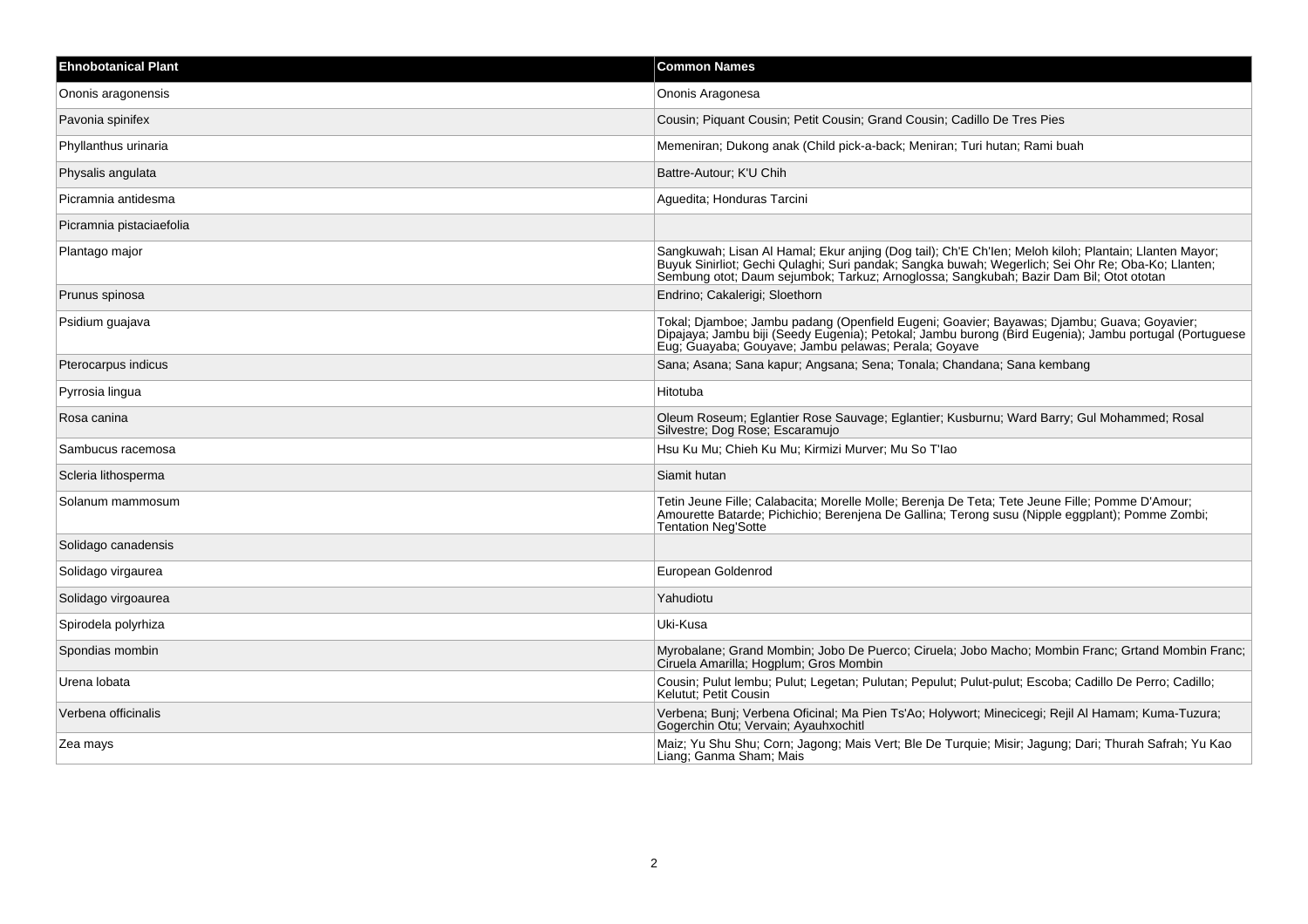| Ehnobotanical Plant | Common Names |
|---|---|
| Ononis aragonensis | Ononis Aragonesa |
| Pavonia spinifex | Cousin; Piquant Cousin; Petit Cousin; Grand Cousin; Cadillo De Tres Pies |
| Phyllanthus urinaria | Memeniran; Dukong anak (Child pick-a-back; Meniran; Turi hutan; Rami buah |
| Physalis angulata | Battre-Autour; K'U Chih |
| Picramnia antidesma | Aguedita; Honduras Tarcini |
| Picramnia pistaciaefolia | |
| Plantago major | Sangkuwah; Lisan Al Hamal; Ekur anjing (Dog tail); Ch'E Ch'Ien; Meloh kiloh; Plantain; Llanten Mayor; Buyuk Sinirliot; Gechi Qulaghi; Suri pandak; Sangka buwah; Wegerlich; Sei Ohr Re; Oba-Ko; Llanten; Sembung otot; Daum sejumbok; Tarkuz; Arnoglossa; Sangkubah; Bazir Dam Bil; Otot ototan |
| Prunus spinosa | Endrino; Cakalerigi; Sloethorn |
| Psidium guajava | Tokal; Djamboe; Jambu padang (Openfield Eugeni; Goavier; Bayawas; Djambu; Guava; Goyavier; Dipajaya; Jambu biji (Seedy Eugenia); Petokal; Jambu burong (Bird Eugenia); Jambu portugal (Portuguese Eug; Guayaba; Gouyave; Jambu pelawas; Perala; Goyave |
| Pterocarpus indicus | Sana; Asana; Sana kapur; Angsana; Sena; Tonala; Chandana; Sana kembang |
| Pyrrosia lingua | Hitotuba |
| Rosa canina | Oleum Roseum; Eglantier Rose Sauvage; Eglantier; Kusburnu; Ward Barry; Gul Mohammed; Rosal Silvestre; Dog Rose; Escaramujo |
| Sambucus racemosa | Hsu Ku Mu; Chieh Ku Mu; Kirmizi Murver; Mu So T'Iao |
| Scleria lithosperma | Siamit hutan |
| Solanum mammosum | Tetin Jeune Fille; Calabacita; Morelle Molle; Berenja De Teta; Tete Jeune Fille; Pomme D'Amour; Amourette Batarde; Pichichio; Berenjena De Gallina; Terong susu (Nipple eggplant); Pomme Zombi; Tentation Neg'Sotte |
| Solidago canadensis | |
| Solidago virgaurea | European Goldenrod |
| Solidago virgoaurea | Yahudiotu |
| Spirodela polyrhiza | Uki-Kusa |
| Spondias mombin | Myrobalane; Grand Mombin; Jobo De Puerco; Ciruela; Jobo Macho; Mombin Franc; Grtand Mombin Franc; Ciruela Amarilla; Hogplum; Gros Mombin |
| Urena lobata | Cousin; Pulut lembu; Pulut; Legetan; Pulutan; Pepulut; Pulut-pulut; Escoba; Cadillo De Perro; Cadillo; Kelutut; Petit Cousin |
| Verbena officinalis | Verbena; Bunj; Verbena Oficinal; Ma Pien Ts'Ao; Holywort; Minecicegi; Rejil Al Hamam; Kuma-Tuzura; Gogerchin Otu; Vervain; Ayauhxochitl |
| Zea mays | Maiz; Yu Shu Shu; Corn; Jagong; Mais Vert; Ble De Turquie; Misir; Jagung; Dari; Thurah Safrah; Yu Kao Liang; Ganma Sham; Mais |